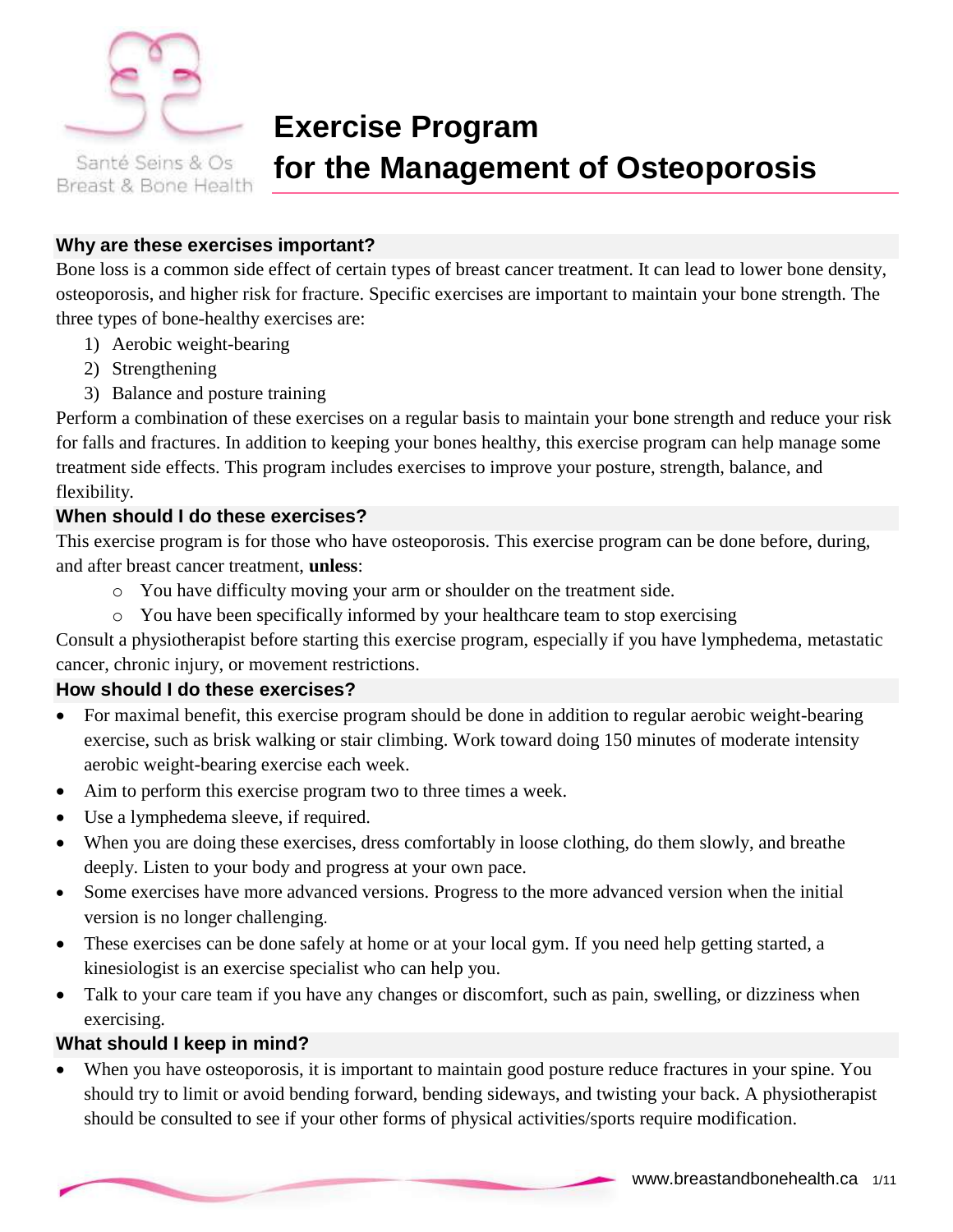Santé Seins & Os
Breast & Bone Health

# Exercise Program for the Management of Osteoporosis

## Why are these exercises important?

Bone loss is a common side effect of certain types of breast cancer treatment. It can lead to lower bone density, osteoporosis, and higher risk for fracture. Specific exercises are important to maintain your bone strength. The three types of bone-healthy exercises are:

1) Aerobic weight-bearing
2) Strengthening
3) Balance and posture training

Perform a combination of these exercises on a regular basis to maintain your bone strength and reduce your risk for falls and fractures. In addition to keeping your bones healthy, this exercise program can help manage some treatment side effects. This program includes exercises to improve your posture, strength, balance, and flexibility.

## When should I do these exercises?

This exercise program is for those who have osteoporosis. This exercise program can be done before, during, and after breast cancer treatment, **unless**:

- You have difficulty moving your arm or shoulder on the treatment side.
- You have been specifically informed by your healthcare team to stop exercising

Consult a physiotherapist before starting this exercise program, especially if you have lymphedema, metastatic cancer, chronic injury, or movement restrictions.

## How should I do these exercises?

- For maximal benefit, this exercise program should be done in addition to regular aerobic weight-bearing exercise, such as brisk walking or stair climbing. Work toward doing 150 minutes of moderate intensity aerobic weight-bearing exercise each week.
- Aim to perform this exercise program two to three times a week.
- Use a lymphedema sleeve, if required.
- When you are doing these exercises, dress comfortably in loose clothing, do them slowly, and breathe deeply. Listen to your body and progress at your own pace.
- Some exercises have more advanced versions. Progress to the more advanced version when the initial version is no longer challenging.
- These exercises can be done safely at home or at your local gym. If you need help getting started, a kinesiologist is an exercise specialist who can help you.
- Talk to your care team if you have any changes or discomfort, such as pain, swelling, or dizziness when exercising.

## What should I keep in mind?

- When you have osteoporosis, it is important to maintain good posture reduce fractures in your spine. You should try to limit or avoid bending forward, bending sideways, and twisting your back. A physiotherapist should be consulted to see if your other forms of physical activities/sports require modification.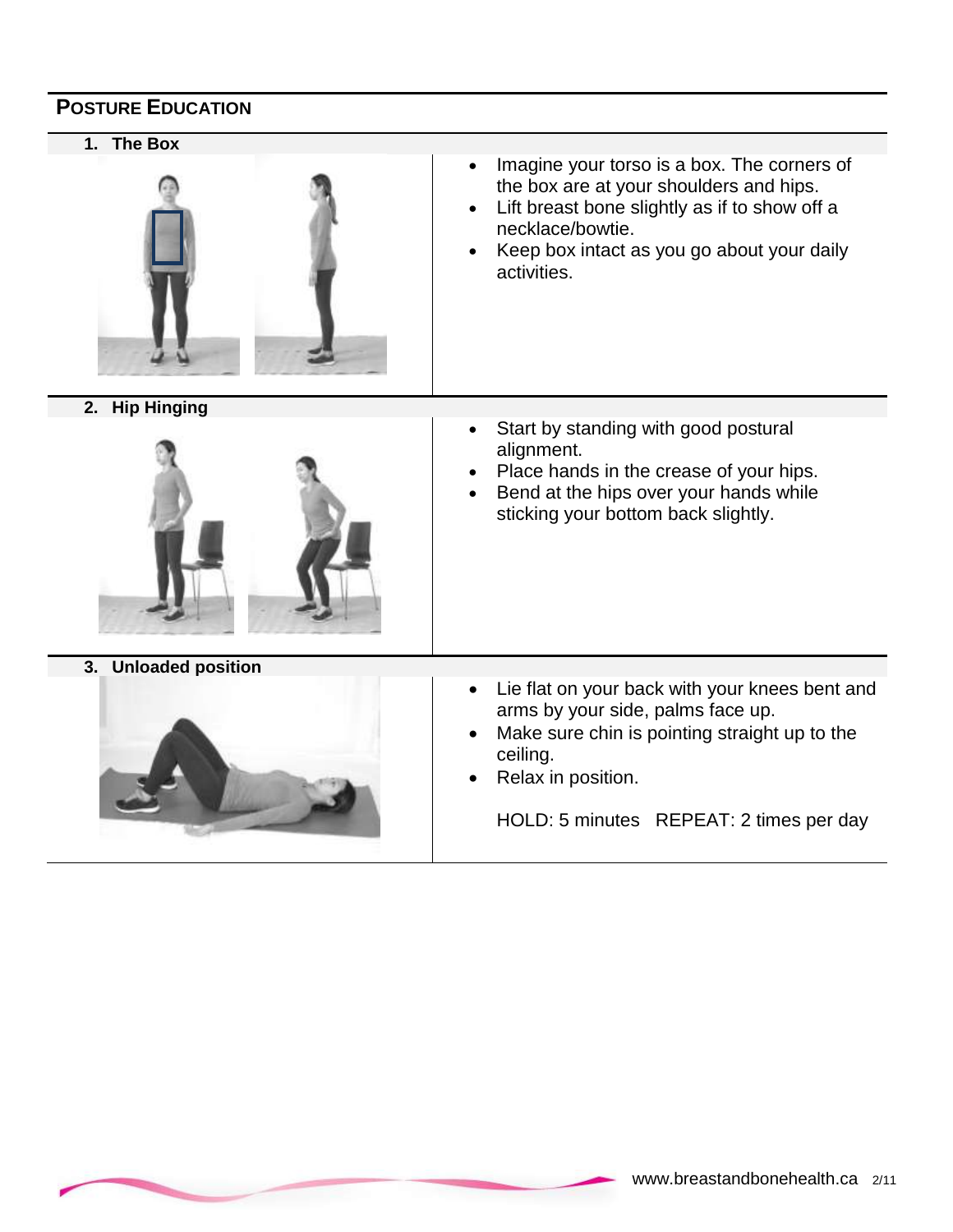## Posture Education

### 1. The Box

- Imagine your torso is a box. The corners of the box are at your shoulders and hips.
- Lift breast bone slightly as if to show off a necklace/bowtie.
- Keep box intact as you go about your daily activities.

### 2. Hip Hinging

- Start by standing with good postural alignment.
- Place hands in the crease of your hips.
- Bend at the hips over your hands while sticking your bottom back slightly.

### 3. Unloaded position

- Lie flat on your back with your knees bent and arms by your side, palms face up.
- Make sure chin is pointing straight up to the ceiling.
- Relax in position.

HOLD: 5 minutes   REPEAT: 2 times per day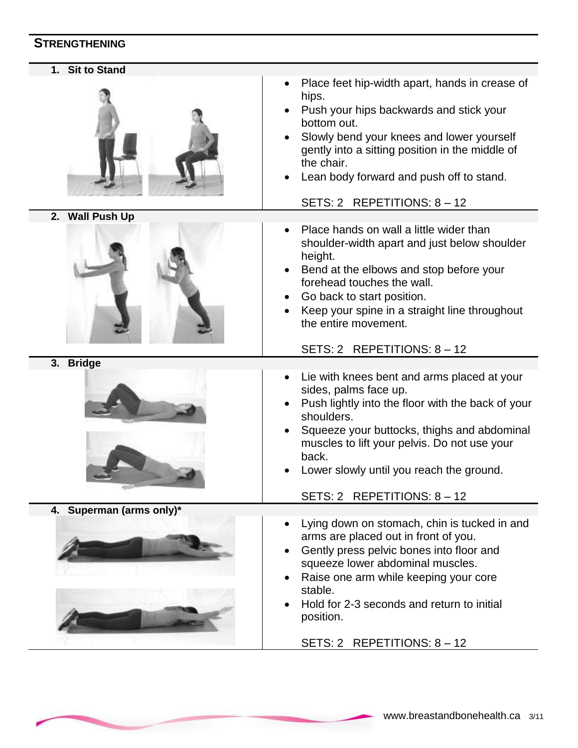## STRENGTHENING

### 1. Sit to Stand

- Place feet hip-width apart, hands in crease of hips.
- Push your hips backwards and stick your bottom out.
- Slowly bend your knees and lower yourself gently into a sitting position in the middle of the chair.
- Lean body forward and push off to stand.

SETS: 2 REPETITIONS: 8 – 12

### 2. Wall Push Up

- Place hands on wall a little wider than shoulder-width apart and just below shoulder height.
- Bend at the elbows and stop before your forehead touches the wall.
- Go back to start position.
- Keep your spine in a straight line throughout the entire movement.

SETS: 2 REPETITIONS: 8 – 12

### 3. Bridge

- Lie with knees bent and arms placed at your sides, palms face up.
- Push lightly into the floor with the back of your shoulders.
- Squeeze your buttocks, thighs and abdominal muscles to lift your pelvis. Do not use your back.
- Lower slowly until you reach the ground.

SETS: 2 REPETITIONS: 8 – 12

### 4. Superman (arms only)*

- Lying down on stomach, chin is tucked in and arms are placed out in front of you.
- Gently press pelvic bones into floor and squeeze lower abdominal muscles.
- Raise one arm while keeping your core stable.
- Hold for 2-3 seconds and return to initial position.

SETS: 2 REPETITIONS: 8 – 12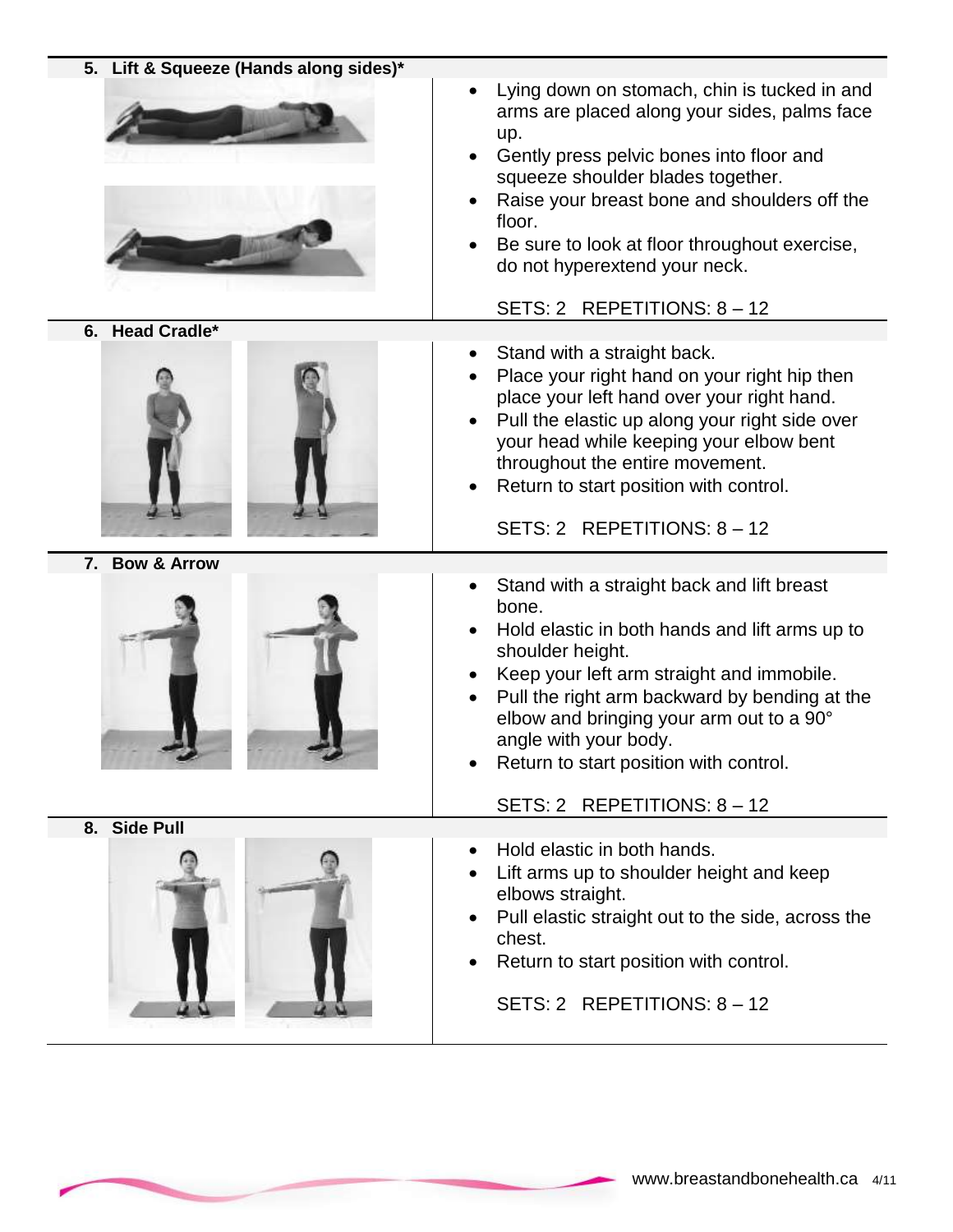## 5. Lift & Squeeze (Hands along sides)*

- Lying down on stomach, chin is tucked in and arms are placed along your sides, palms face up.
- Gently press pelvic bones into floor and squeeze shoulder blades together.
- Raise your breast bone and shoulders off the floor.
- Be sure to look at floor throughout exercise, do not hyperextend your neck.

SETS: 2 REPETITIONS: 8 – 12

## 6. Head Cradle*

- Stand with a straight back.
- Place your right hand on your right hip then place your left hand over your right hand.
- Pull the elastic up along your right side over your head while keeping your elbow bent throughout the entire movement.
- Return to start position with control.

SETS: 2 REPETITIONS: 8 – 12

## 7. Bow & Arrow

- Stand with a straight back and lift breast bone.
- Hold elastic in both hands and lift arms up to shoulder height.
- Keep your left arm straight and immobile.
- Pull the right arm backward by bending at the elbow and bringing your arm out to a 90° angle with your body.
- Return to start position with control.

SETS: 2 REPETITIONS: 8 – 12

## 8. Side Pull

- Hold elastic in both hands.
- Lift arms up to shoulder height and keep elbows straight.
- Pull elastic straight out to the side, across the chest.
- Return to start position with control.

SETS: 2 REPETITIONS: 8 – 12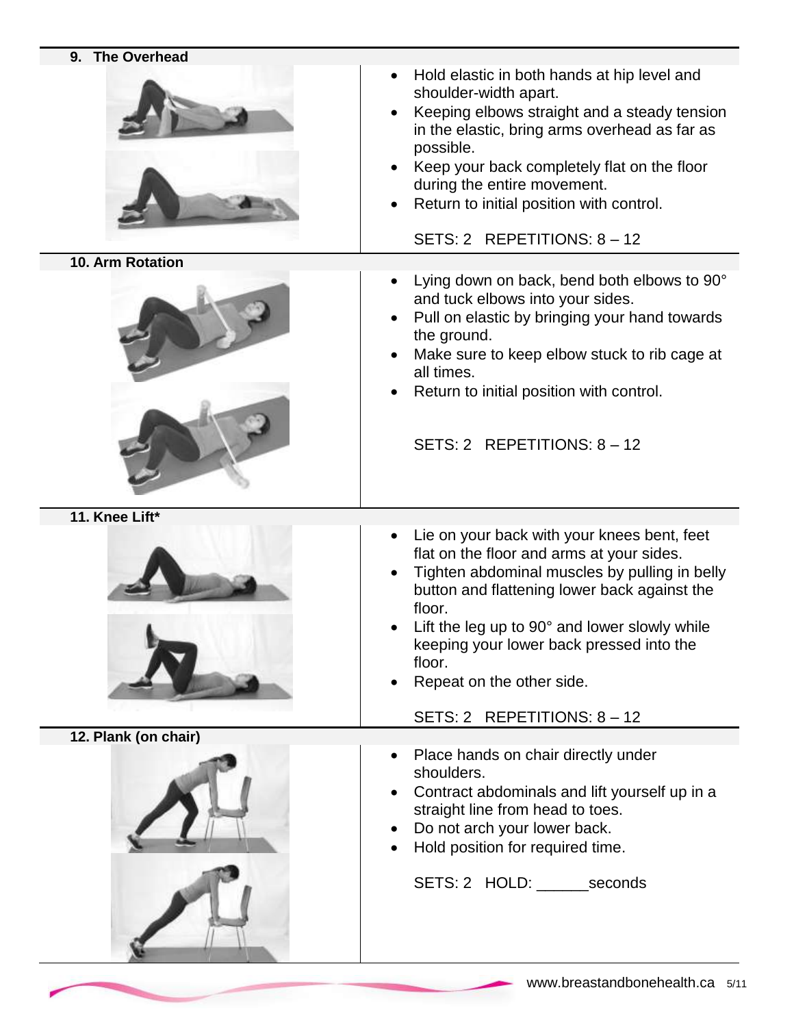### 9. The Overhead

- Hold elastic in both hands at hip level and shoulder-width apart.
- Keeping elbows straight and a steady tension in the elastic, bring arms overhead as far as possible.
- Keep your back completely flat on the floor during the entire movement.
- Return to initial position with control.

SETS: 2   REPETITIONS: 8 – 12

### 10. Arm Rotation

- Lying down on back, bend both elbows to 90° and tuck elbows into your sides.
- Pull on elastic by bringing your hand towards the ground.
- Make sure to keep elbow stuck to rib cage at all times.
- Return to initial position with control.

SETS: 2   REPETITIONS: 8 – 12

### 11. Knee Lift*

- Lie on your back with your knees bent, feet flat on the floor and arms at your sides.
- Tighten abdominal muscles by pulling in belly button and flattening lower back against the floor.
- Lift the leg up to 90° and lower slowly while keeping your lower back pressed into the floor.
- Repeat on the other side.

SETS: 2   REPETITIONS: 8 – 12

### 12. Plank (on chair)

- Place hands on chair directly under shoulders.
- Contract abdominals and lift yourself up in a straight line from head to toes.
- Do not arch your lower back.
- Hold position for required time.

SETS: 2   HOLD: ______seconds

www.breastandbonehealth.ca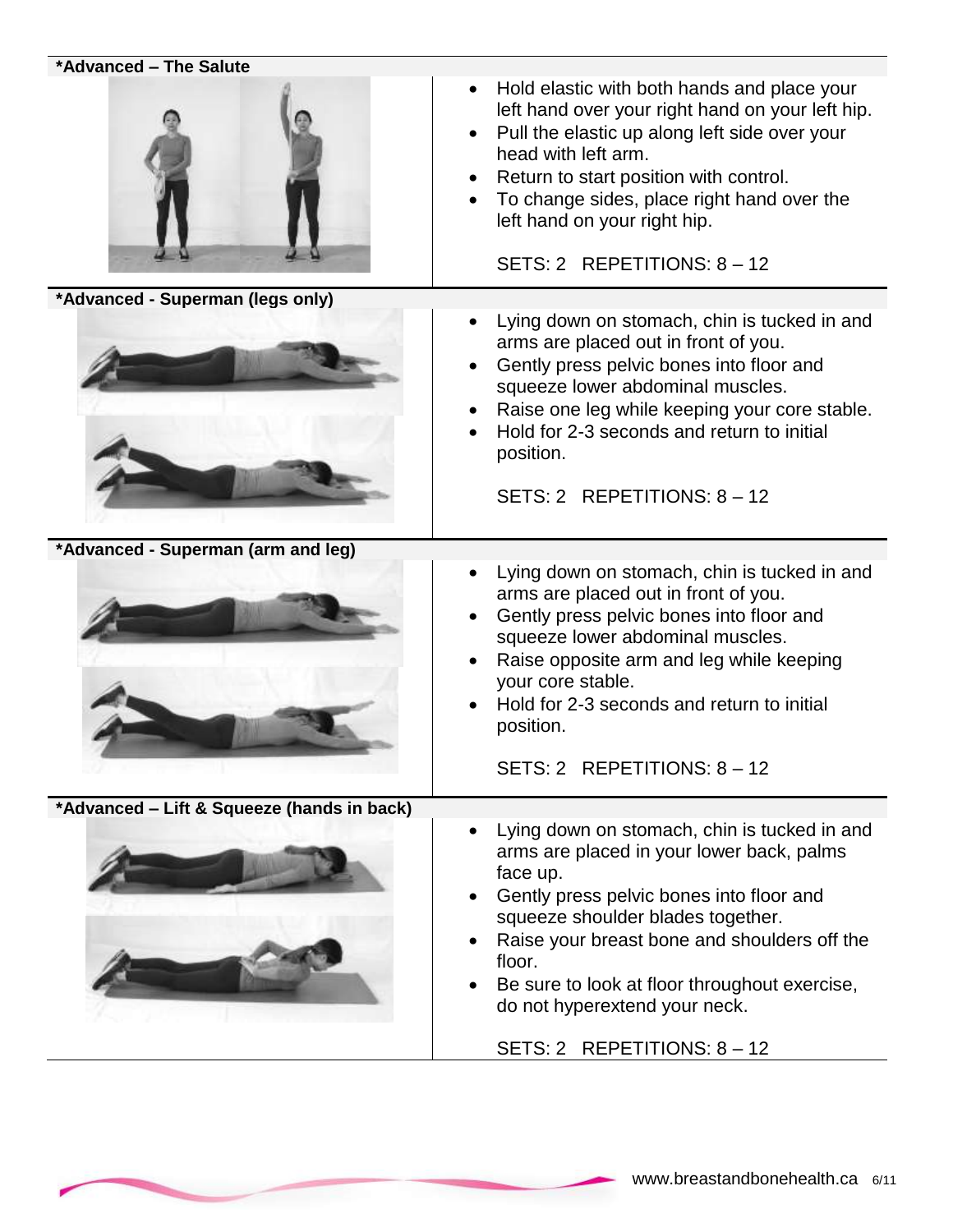### *Advanced – The Salute

- Hold elastic with both hands and place your left hand over your right hand on your left hip.
- Pull the elastic up along left side over your head with left arm.
- Return to start position with control.
- To change sides, place right hand over the left hand on your right hip.

SETS: 2   REPETITIONS: 8 – 12

### *Advanced - Superman (legs only)

- Lying down on stomach, chin is tucked in and arms are placed out in front of you.
- Gently press pelvic bones into floor and squeeze lower abdominal muscles.
- Raise one leg while keeping your core stable.
- Hold for 2-3 seconds and return to initial position.

SETS: 2   REPETITIONS: 8 – 12

### *Advanced - Superman (arm and leg)

- Lying down on stomach, chin is tucked in and arms are placed out in front of you.
- Gently press pelvic bones into floor and squeeze lower abdominal muscles.
- Raise opposite arm and leg while keeping your core stable.
- Hold for 2-3 seconds and return to initial position.

SETS: 2   REPETITIONS: 8 – 12

### *Advanced – Lift & Squeeze (hands in back)

- Lying down on stomach, chin is tucked in and arms are placed in your lower back, palms face up.
- Gently press pelvic bones into floor and squeeze shoulder blades together.
- Raise your breast bone and shoulders off the floor.
- Be sure to look at floor throughout exercise, do not hyperextend your neck.

SETS: 2   REPETITIONS: 8 – 12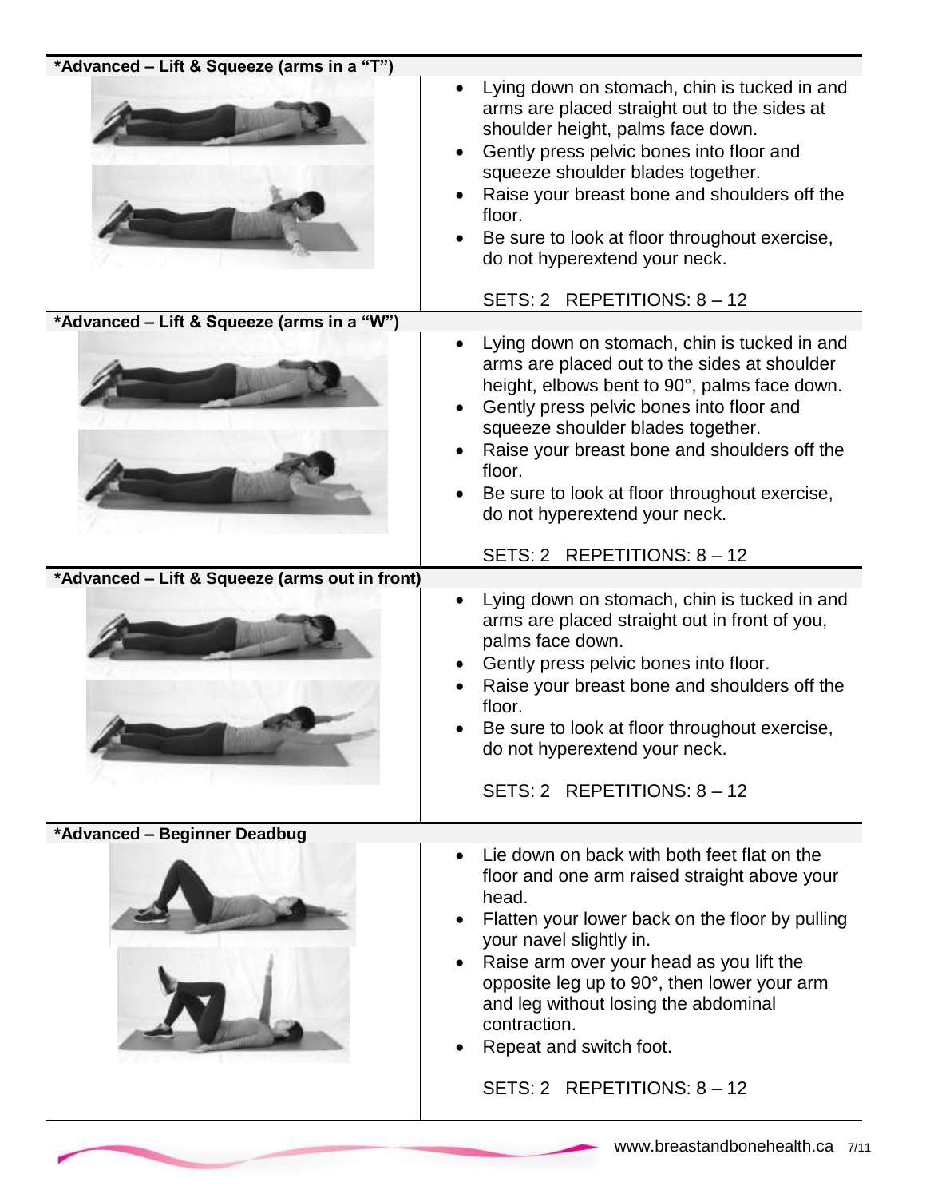**\*Advanced – Lift & Squeeze (arms in a "T")**

- Lying down on stomach, chin is tucked in and arms are placed straight out to the sides at shoulder height, palms face down.
- Gently press pelvic bones into floor and squeeze shoulder blades together.
- Raise your breast bone and shoulders off the floor.
- Be sure to look at floor throughout exercise, do not hyperextend your neck.

SETS: 2 REPETITIONS: 8 – 12

**\*Advanced – Lift & Squeeze (arms in a "W")**

- Lying down on stomach, chin is tucked in and arms are placed out to the sides at shoulder height, elbows bent to 90°, palms face down.
- Gently press pelvic bones into floor and squeeze shoulder blades together.
- Raise your breast bone and shoulders off the floor.
- Be sure to look at floor throughout exercise, do not hyperextend your neck.

SETS: 2 REPETITIONS: 8 – 12

**\*Advanced – Lift & Squeeze (arms out in front)**

- Lying down on stomach, chin is tucked in and arms are placed straight out in front of you, palms face down.
- Gently press pelvic bones into floor.
- Raise your breast bone and shoulders off the floor.
- Be sure to look at floor throughout exercise, do not hyperextend your neck.

SETS: 2 REPETITIONS: 8 – 12

**\*Advanced – Beginner Deadbug**

- Lie down on back with both feet flat on the floor and one arm raised straight above your head.
- Flatten your lower back on the floor by pulling your navel slightly in.
- Raise arm over your head as you lift the opposite leg up to 90°, then lower your arm and leg without losing the abdominal contraction.
- Repeat and switch foot.

SETS: 2 REPETITIONS: 8 – 12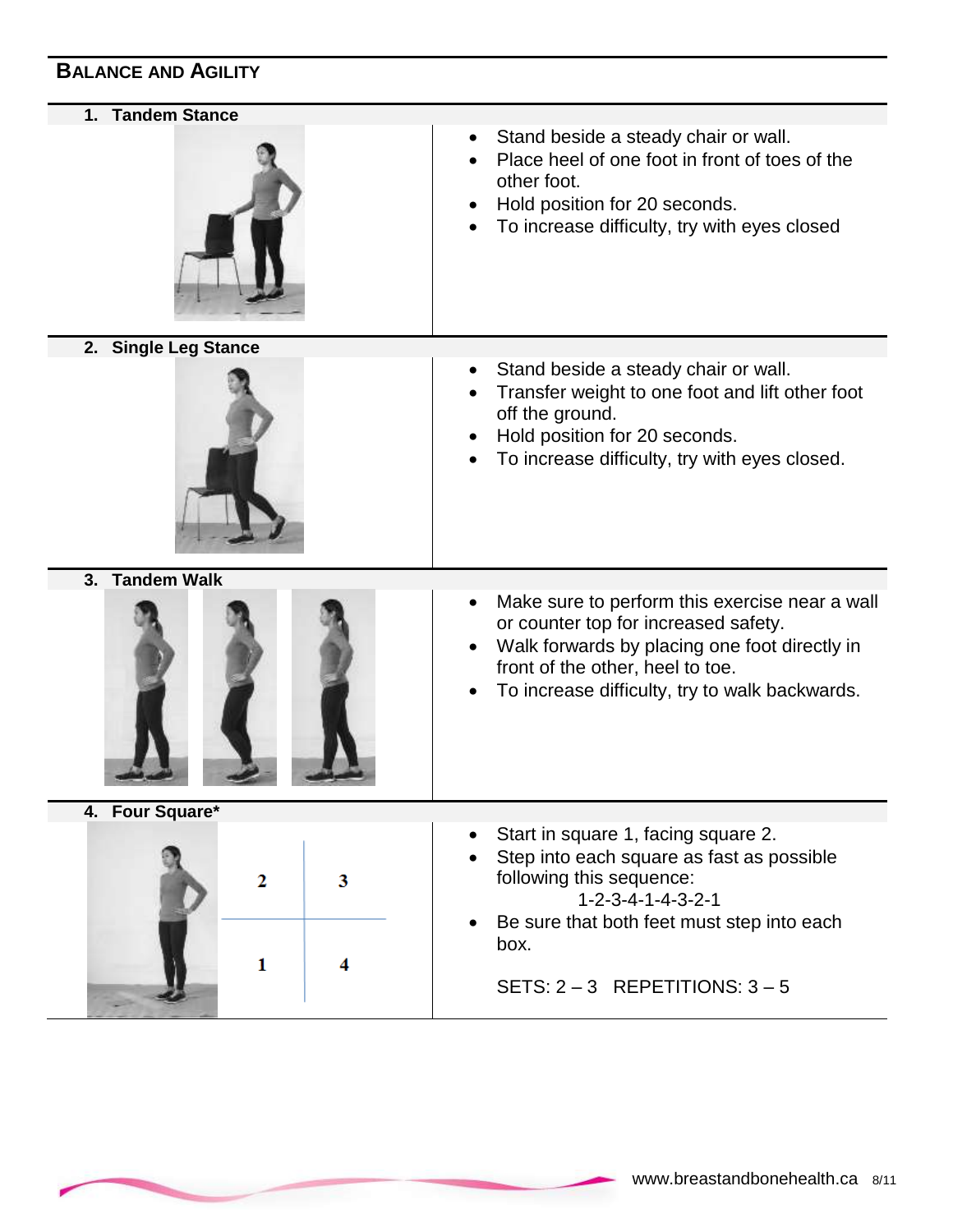## Balance and Agility

### 1. Tandem Stance

- Stand beside a steady chair or wall.
- Place heel of one foot in front of toes of the other foot.
- Hold position for 20 seconds.
- To increase difficulty, try with eyes closed

### 2. Single Leg Stance

- Stand beside a steady chair or wall.
- Transfer weight to one foot and lift other foot off the ground.
- Hold position for 20 seconds.
- To increase difficulty, try with eyes closed.

### 3. Tandem Walk

- Make sure to perform this exercise near a wall or counter top for increased safety.
- Walk forwards by placing one foot directly in front of the other, heel to toe.
- To increase difficulty, try to walk backwards.

### 4. Four Square*

| | |
|---|---|
| 2 | 3 |
| 1 | 4 |

- Start in square 1, facing square 2.
- Step into each square as fast as possible following this sequence:
  1-2-3-4-1-4-3-2-1
- Be sure that both feet must step into each box.

SETS: 2 – 3 REPETITIONS: 3 – 5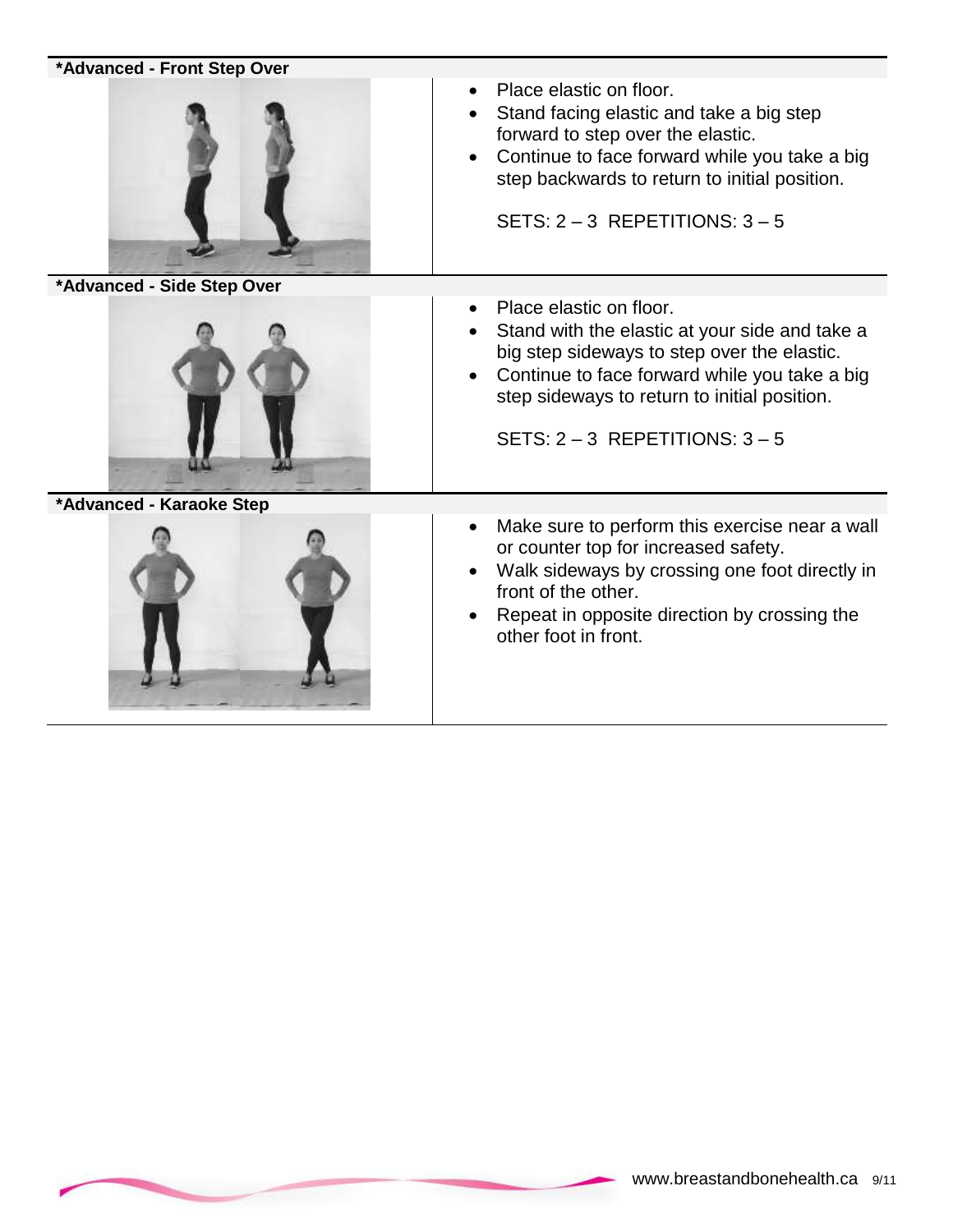### *Advanced - Front Step Over

- Place elastic on floor.
- Stand facing elastic and take a big step forward to step over the elastic.
- Continue to face forward while you take a big step backwards to return to initial position.

SETS: 2 – 3 REPETITIONS: 3 – 5

### *Advanced - Side Step Over

- Place elastic on floor.
- Stand with the elastic at your side and take a big step sideways to step over the elastic.
- Continue to face forward while you take a big step sideways to return to initial position.

SETS: 2 – 3 REPETITIONS: 3 – 5

### *Advanced - Karaoke Step

- Make sure to perform this exercise near a wall or counter top for increased safety.
- Walk sideways by crossing one foot directly in front of the other.
- Repeat in opposite direction by crossing the other foot in front.

www.breastandbonehealth.ca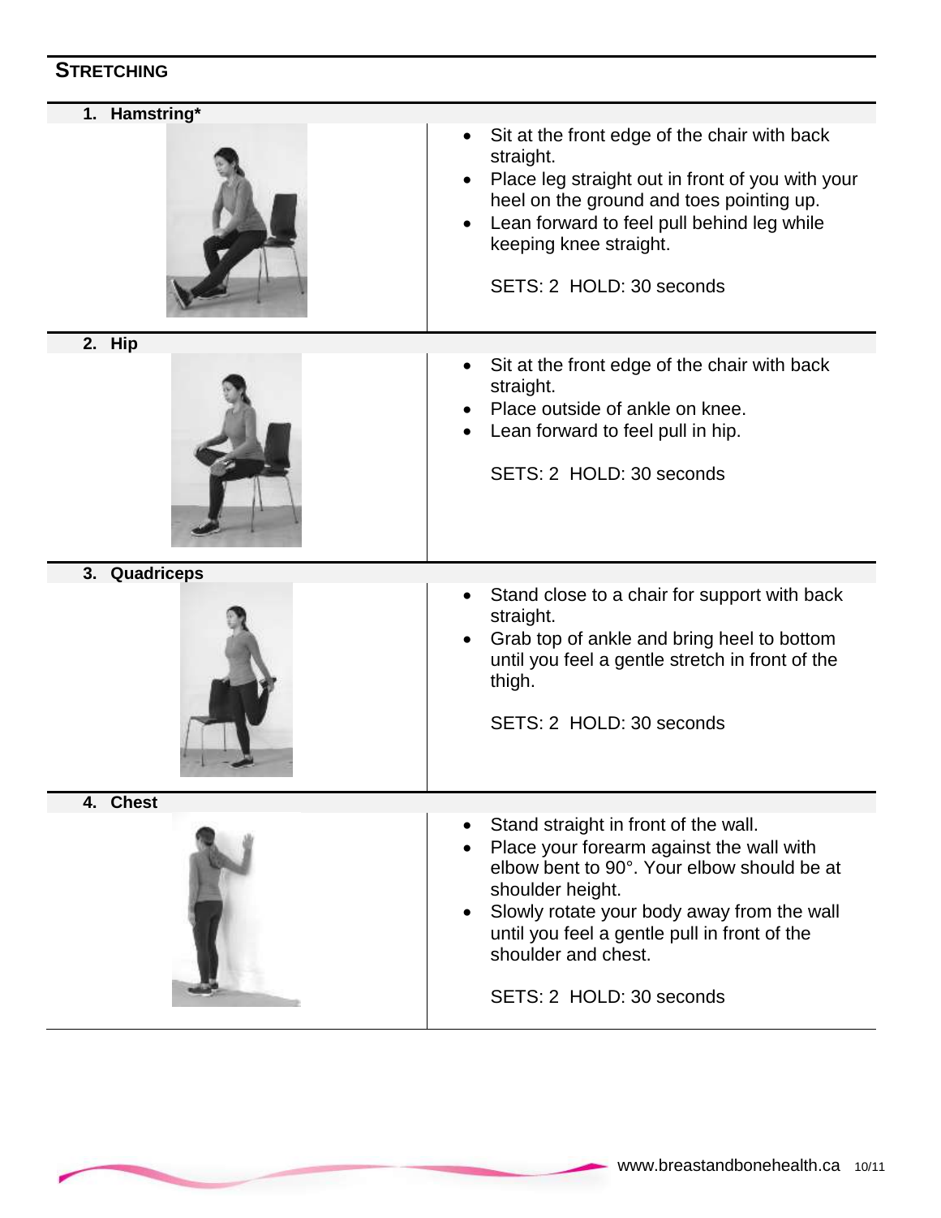## STRETCHING

### 1. Hamstring*

- Sit at the front edge of the chair with back straight.
- Place leg straight out in front of you with your heel on the ground and toes pointing up.
- Lean forward to feel pull behind leg while keeping knee straight.

SETS: 2 HOLD: 30 seconds

### 2. Hip

- Sit at the front edge of the chair with back straight.
- Place outside of ankle on knee.
- Lean forward to feel pull in hip.

SETS: 2 HOLD: 30 seconds

### 3. Quadriceps

- Stand close to a chair for support with back straight.
- Grab top of ankle and bring heel to bottom until you feel a gentle stretch in front of the thigh.

SETS: 2 HOLD: 30 seconds

### 4. Chest

- Stand straight in front of the wall.
- Place your forearm against the wall with elbow bent to 90°. Your elbow should be at shoulder height.
- Slowly rotate your body away from the wall until you feel a gentle pull in front of the shoulder and chest.

SETS: 2 HOLD: 30 seconds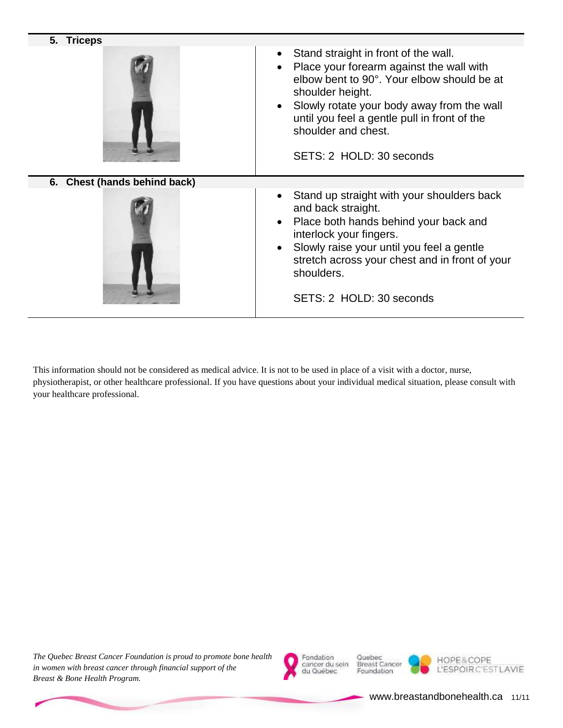## 5. Triceps

- Stand straight in front of the wall.
- Place your forearm against the wall with elbow bent to 90°. Your elbow should be at shoulder height.
- Slowly rotate your body away from the wall until you feel a gentle pull in front of the shoulder and chest.

SETS: 2 HOLD: 30 seconds

## 6. Chest (hands behind back)

- Stand up straight with your shoulders back and back straight.
- Place both hands behind your back and interlock your fingers.
- Slowly raise your until you feel a gentle stretch across your chest and in front of your shoulders.

SETS: 2 HOLD: 30 seconds

This information should not be considered as medical advice. It is not to be used in place of a visit with a doctor, nurse, physiotherapist, or other healthcare professional. If you have questions about your individual medical situation, please consult with your healthcare professional.

*The Quebec Breast Cancer Foundation is proud to promote bone health in women with breast cancer through financial support of the Breast & Bone Health Program.*

Fondation cancer du sein du Québec | Quebec Breast Cancer Foundation | HOPE & COPE L'ESPOIR C'EST LA VIE

www.breastandbonehealth.ca